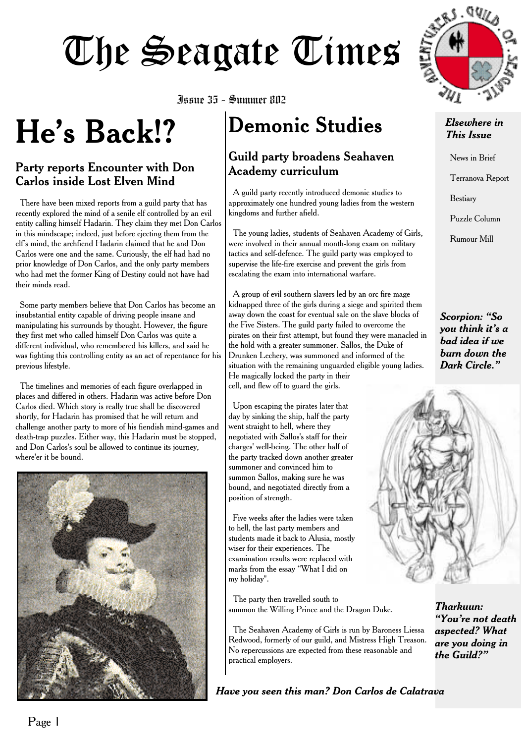# The Seagate Times

Issue 35 - Summer 802

# He's Back!?

### Party reports Encounter with Don Carlos inside Lost Elven Mind

There have been mixed reports from a guild party that has recently explored the mind of a senile elf controlled by an evil entity calling himself Hadarin. They claim they met Don Carlos in this mindscape; indeed, just before ejecting them from the elf's mind, the archfiend Hadarin claimed that he and Don Carlos were one and the same. Curiously, the elf had had no prior knowledge of Don Carlos, and the only party members who had met the former King of Destiny could not have had their minds read.

Some party members believe that Don Carlos has become an insubstantial entity capable of driving people insane and manipulating his surrounds by thought. However, the figure they first met who called himself Don Carlos was quite a different individual, who remembered his killers, and said he was fighting this controlling entity as an act of repentance for his previous lifestyle.

The timelines and memories of each figure overlapped in places and differed in others. Hadarin was active before Don Carlos died. Which story is really true shall be discovered shortly, for Hadarin has promised that he will return and challenge another party to more of his fiendish mind-games and death-trap puzzles. Either way, this Hadarin must be stopped, and Don Carlos's soul be allowed to continue its journey, where'er it be bound.

***Have you seen this man? Don Carlos de Calatrava***

# Demonic Studies

### Guild party broadens Seahaven Academy curriculum

A guild party recently introduced demonic studies to approximately one hundred young ladies from the western kingdoms and further afield.

The young ladies, students of Seahaven Academy of Girls, were involved in their annual month-long exam on military tactics and self-defence. The guild party was employed to supervise the life-fire exercise and prevent the girls from escalating the exam into international warfare.

A group of evil southern slavers led by an orc fire mage kidnapped three of the girls during a siege and spirited them away down the coast for eventual sale on the slave blocks of the Five Sisters. The guild party failed to overcome the pirates on their first attempt, but found they were manacled in the hold with a greater summoner. Sallos, the Duke of Drunken Lechery, was summoned and informed of the situation with the remaining unguarded eligible young ladies. He magically locked the party in their cell, and flew off to guard the girls.

Upon escaping the pirates later that day by sinking the ship, half the party went straight to hell, where they negotiated with Sallos's staff for their charges' well-being. The other half of the party tracked down another greater summoner and convinced him to summon Sallos, making sure he was bound, and negotiated directly from a position of strength.

Five weeks after the ladies were taken to hell, the last party members and students made it back to Alusia, mostly wiser for their experiences. The examination results were replaced with marks from the essay "What I did on my holiday".

The party then travelled south to summon the Willing Prince and the Dragon Duke.

The Seahaven Academy of Girls is run by Baroness Liessa Redwood, formerly of our guild, and Mistress High Treason. No repercussions are expected from these reasonable and practical employers.

***Elsewhere in This Issue***

- News in Brief
- Terranova Report
- Bestiary
- Puzzle Column
- Rumour Mill

***Scorpion: "So you think it's a bad idea if we burn down the Dark Circle."***

***Tharkuun: "You're not death aspected? What are you doing in the Guild?"***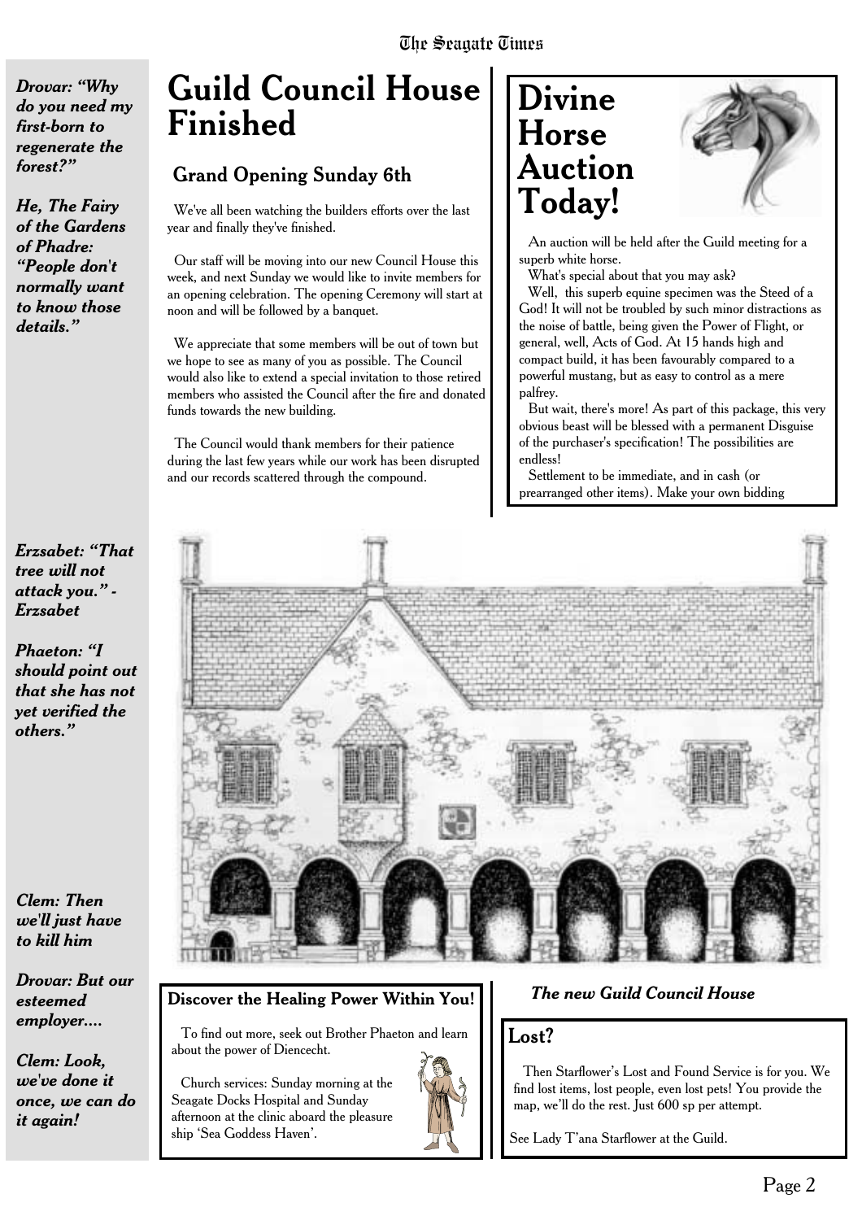*Drovar: "Why do you need my first-born to regenerate the forest?"*

*He, The Fairy of the Gardens of Phadre: "People don't normally want to know those details."*

# Guild Council House Finished

## Grand Opening Sunday 6th

We've all been watching the builders efforts over the last year and finally they've finished.

Our staff will be moving into our new Council House this week, and next Sunday we would like to invite members for an opening celebration. The opening Ceremony will start at noon and will be followed by a banquet.

We appreciate that some members will be out of town but we hope to see as many of you as possible. The Council would also like to extend a special invitation to those retired members who assisted the Council after the fire and donated funds towards the new building.

The Council would thank members for their patience during the last few years while our work has been disrupted and our records scattered through the compound.

# Divine Horse Auction Today!

An auction will be held after the Guild meeting for a superb white horse.

What's special about that you may ask?

Well, this superb equine specimen was the Steed of a God! It will not be troubled by such minor distractions as the noise of battle, being given the Power of Flight, or general, well, Acts of God. At 15 hands high and compact build, it has been favourably compared to a powerful mustang, but as easy to control as a mere palfrey.

But wait, there's more! As part of this package, this very obvious beast will be blessed with a permanent Disguise of the purchaser's specification! The possibilities are endless!

Settlement to be immediate, and in cash (or prearranged other items). Make your own bidding

*Erzsabet: "That tree will not attack you." - Erzsabet*

*Phaeton: "I should point out that she has not yet verified the others."*

*Clem: Then we'll just have to kill him*

*Drovar: But our esteemed employer....*

*Clem: Look, we've done it once, we can do it again!*

*The new Guild Council House*

### Discover the Healing Power Within You!

To find out more, seek out Brother Phaeton and learn about the power of Diencecht.

Church services: Sunday morning at the Seagate Docks Hospital and Sunday afternoon at the clinic aboard the pleasure ship 'Sea Goddess Haven'.

### Lost?

Then Starflower's Lost and Found Service is for you. We find lost items, lost people, even lost pets! You provide the map, we'll do the rest. Just 600 sp per attempt.

See Lady T'ana Starflower at the Guild.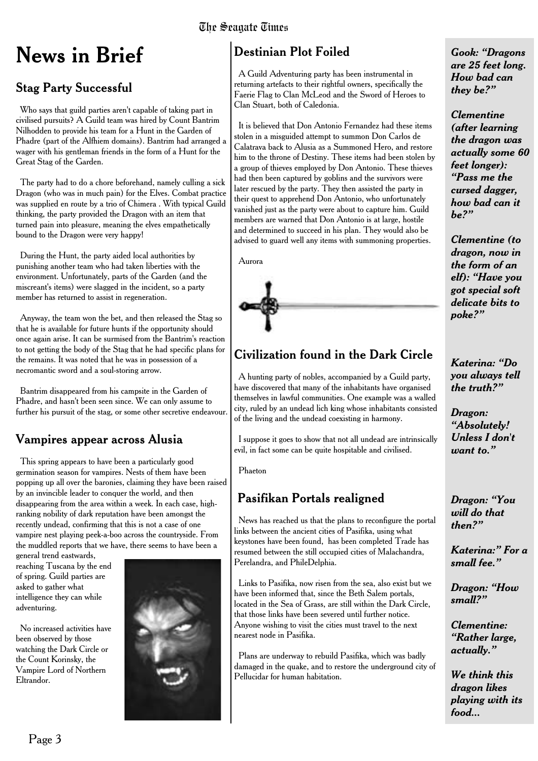# News in Brief

## Stag Party Successful

Who says that guild parties aren't capable of taking part in civilised pursuits? A Guild team was hired by Count Bantrim Nilhodden to provide his team for a Hunt in the Garden of Phadre (part of the Alfhiem domains). Bantrim had arranged a wager with his gentleman friends in the form of a Hunt for the Great Stag of the Garden.

The party had to do a chore beforehand, namely culling a sick Dragon (who was in much pain) for the Elves. Combat practice was supplied en route by a trio of Chimera . With typical Guild thinking, the party provided the Dragon with an item that turned pain into pleasure, meaning the elves empathetically bound to the Dragon were very happy!

During the Hunt, the party aided local authorities by punishing another team who had taken liberties with the environment. Unfortunately, parts of the Garden (and the miscreant's items) were slagged in the incident, so a party member has returned to assist in regeneration.

Anyway, the team won the bet, and then released the Stag so that he is available for future hunts if the opportunity should once again arise. It can be surmised from the Bantrim's reaction to not getting the body of the Stag that he had specific plans for the remains. It was noted that he was in possession of a necromantic sword and a soul-storing arrow.

Bantrim disappeared from his campsite in the Garden of Phadre, and hasn't been seen since. We can only assume to further his pursuit of the stag, or some other secretive endeavour.

## Vampires appear across Alusia

This spring appears to have been a particularly good germination season for vampires. Nests of them have been popping up all over the baronies, claiming they have been raised by an invincible leader to conquer the world, and then disappearing from the area within a week. In each case, high-ranking nobility of dark reputation have been amongst the recently undead, confirming that this is not a case of one vampire nest playing peek-a-boo across the countryside. From the muddled reports that we have, there seems to have been a general trend eastwards, reaching Tuscana by the end of spring. Guild parties are asked to gather what intelligence they can while adventuring.

No increased activities have been observed by those watching the Dark Circle or the Count Korinsky, the Vampire Lord of Northern Eltrandor.

## Destinian Plot Foiled

A Guild Adventuring party has been instrumental in returning artefacts to their rightful owners, specifically the Faerie Flag to Clan McLeod and the Sword of Heroes to Clan Stuart, both of Caledonia.

It is believed that Don Antonio Fernandez had these items stolen in a misguided attempt to summon Don Carlos de Calatrava back to Alusia as a Summoned Hero, and restore him to the throne of Destiny. These items had been stolen by a group of thieves employed by Don Antonio. These thieves had then been captured by goblins and the survivors were later rescued by the party. They then assisted the party in their quest to apprehend Don Antonio, who unfortunately vanished just as the party were about to capture him. Guild members are warned that Don Antonio is at large, hostile and determined to succeed in his plan. They would also be advised to guard well any items with summoning properties.

Aurora

## Civilization found in the Dark Circle

A hunting party of nobles, accompanied by a Guild party, have discovered that many of the inhabitants have organised themselves in lawful communities. One example was a walled city, ruled by an undead lich king whose inhabitants consisted of the living and the undead coexisting in harmony.

I suppose it goes to show that not all undead are intrinsically evil, in fact some can be quite hospitable and civilised.

Phaeton

## Pasifikan Portals realigned

News has reached us that the plans to reconfigure the portal links between the ancient cities of Pasifika, using what keystones have been found, has been completed Trade has resumed between the still occupied cities of Malachandra, Perelandra, and PhileDelphia.

Links to Pasifika, now risen from the sea, also exist but we have been informed that, since the Beth Salem portals, located in the Sea of Grass, are still within the Dark Circle, that those links have been severed until further notice. Anyone wishing to visit the cities must travel to the next nearest node in Pasifika.

Plans are underway to rebuild Pasifika, which was badly damaged in the quake, and to restore the underground city of Pellucidar for human habitation.

***Gook: "Dragons are 25 feet long. How bad can they be?"***

***Clementine (after learning the dragon was actually some 60 feet longer): "Pass me the cursed dagger, how bad can it be?"***

***Clementine (to dragon, now in the form of an elf): "Have you got special soft delicate bits to poke?"***

***Katerina: "Do you always tell the truth?"***

***Dragon: "Absolutely! Unless I don't want to."***

***Dragon: "You will do that then?"***

***Katerina:" For a small fee."***

***Dragon: "How small?"***

***Clementine: "Rather large, actually."***

***We think this dragon likes playing with its food...***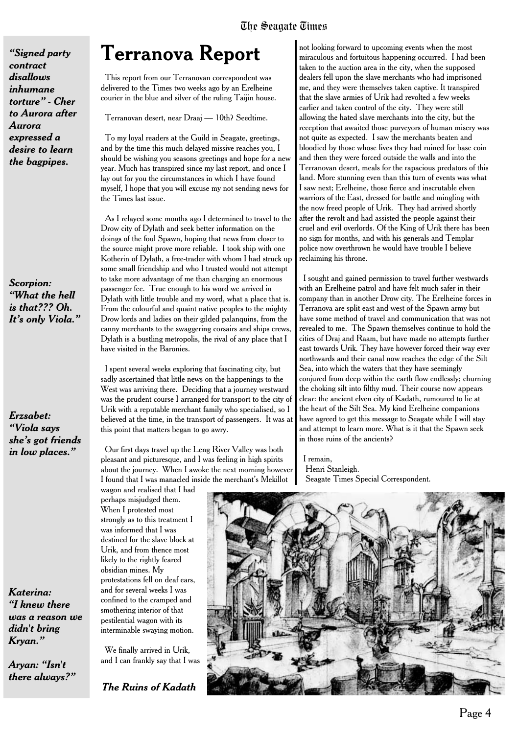# Terranova Report

This report from our Terranovan correspondent was delivered to the Times two weeks ago by an Erelheine courier in the blue and silver of the ruling Taijin house.

Terranovan desert, near Draaj — 10th? Seedtime.

To my loyal readers at the Guild in Seagate, greetings, and by the time this much delayed missive reaches you, I should be wishing you seasons greetings and hope for a new year. Much has transpired since my last report, and once I lay out for you the circumstances in which I have found myself, I hope that you will excuse my not sending news for the Times last issue.

As I relayed some months ago I determined to travel to the Drow city of Dylath and seek better information on the doings of the foul Spawn, hoping that news from closer to the source might prove more reliable. I took ship with one Kotherin of Dylath, a free-trader with whom I had struck up some small friendship and who I trusted would not attempt to take more advantage of me than charging an enormous passenger fee. True enough to his word we arrived in Dylath with little trouble and my word, what a place that is. From the colourful and quaint native peoples to the mighty Drow lords and ladies on their gilded palanquins, from the canny merchants to the swaggering corsairs and ships crews, Dylath is a bustling metropolis, the rival of any place that I have visited in the Baronies.

I spent several weeks exploring that fascinating city, but sadly ascertained that little news on the happenings to the West was arriving there. Deciding that a journey westward was the prudent course I arranged for transport to the city of Urik with a reputable merchant family who specialised, so I believed at the time, in the transport of passengers. It was at this point that matters began to go awry.

Our first days travel up the Leng River Valley was both pleasant and picturesque, and I was feeling in high spirits about the journey. When I awoke the next morning however I found that I was manacled inside the merchant's Mekillot wagon and realised that I had perhaps misjudged them. When I protested most strongly as to this treatment I was informed that I was destined for the slave block at Urik, and from thence most likely to the rightly feared obsidian mines. My protestations fell on deaf ears, and for several weeks I was confined to the cramped and smothering interior of that pestilential wagon with its interminable swaying motion.

We finally arrived in Urik, and I can frankly say that I was not looking forward to upcoming events when the most miraculous and fortuitous happening occurred. I had been taken to the auction area in the city, when the supposed dealers fell upon the slave merchants who had imprisoned me, and they were themselves taken captive. It transpired that the slave armies of Urik had revolted a few weeks earlier and taken control of the city. They were still allowing the hated slave merchants into the city, but the reception that awaited those purveyors of human misery was not quite as expected. I saw the merchants beaten and bloodied by those whose lives they had ruined for base coin and then they were forced outside the walls and into the Terranovan desert, meals for the rapacious predators of this land. More stunning even than this turn of events was what I saw next; Erelheine, those fierce and inscrutable elven warriors of the East, dressed for battle and mingling with the now freed people of Urik. They had arrived shortly after the revolt and had assisted the people against their cruel and evil overlords. Of the King of Urik there has been no sign for months, and with his generals and Templar police now overthrown he would have trouble I believe reclaiming his throne.

I sought and gained permission to travel further westwards with an Erelheine patrol and have felt much safer in their company than in another Drow city. The Erelheine forces in Terranova are split east and west of the Spawn army but have some method of travel and communication that was not revealed to me. The Spawn themselves continue to hold the cities of Draj and Raam, but have made no attempts further east towards Urik. They have however forced their way ever northwards and their canal now reaches the edge of the Silt Sea, into which the waters that they have seemingly conjured from deep within the earth flow endlessly; churning the choking silt into filthy mud. Their course now appears clear: the ancient elven city of Kadath, rumoured to lie at the heart of the Silt Sea. My kind Erelheine companions have agreed to get this message to Seagate while I will stay and attempt to learn more. What is it that the Spawn seek in those ruins of the ancients?

I remain,
Henri Stanleigh.
Seagate Times Special Correspondent.

***The Ruins of Kadath***

***"Signed party contract disallows inhumane torture" - Cher to Aurora after Aurora expressed a desire to learn the bagpipes.***

***Scorpion: "What the hell is that??? Oh. It's only Viola."***

***Erzsabet: "Viola says she's got friends in low places."***

***Katerina: "I knew there was a reason we didn't bring Kryan."***

***Aryan: "Isn't there always?"***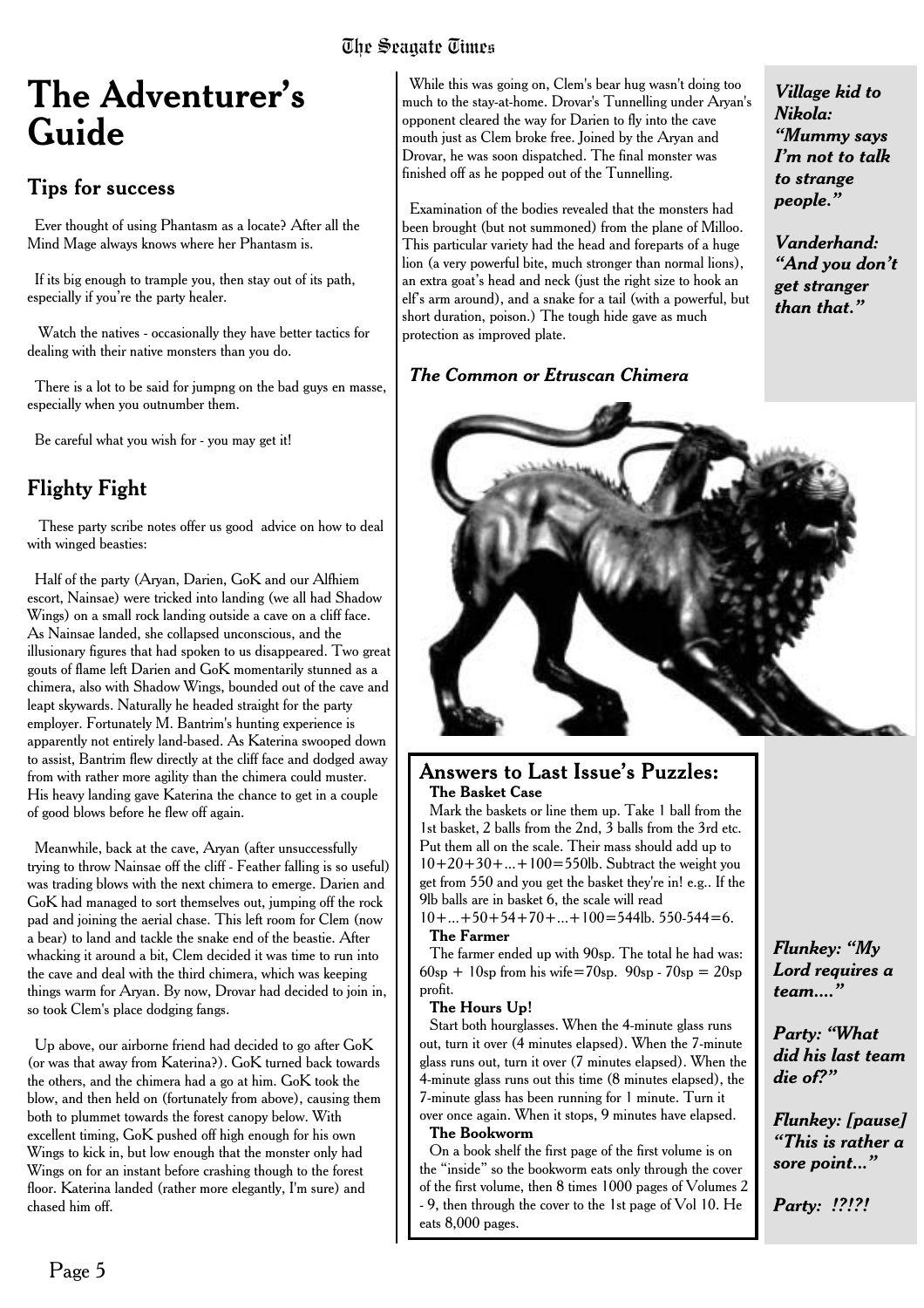# The Adventurer's Guide

## Tips for success

Ever thought of using Phantasm as a locate? After all the Mind Mage always knows where her Phantasm is.

If its big enough to trample you, then stay out of its path, especially if you're the party healer.

Watch the natives - occasionally they have better tactics for dealing with their native monsters than you do.

There is a lot to be said for jumpng on the bad guys en masse, especially when you outnumber them.

Be careful what you wish for - you may get it!

## Flighty Fight

These party scribe notes offer us good advice on how to deal with winged beasties:

Half of the party (Aryan, Darien, GoK and our Alfhiem escort, Nainsae) were tricked into landing (we all had Shadow Wings) on a small rock landing outside a cave on a cliff face. As Nainsae landed, she collapsed unconscious, and the illusionary figures that had spoken to us disappeared. Two great gouts of flame left Darien and GoK momentarily stunned as a chimera, also with Shadow Wings, bounded out of the cave and leapt skywards. Naturally he headed straight for the party employer. Fortunately M. Bantrim's hunting experience is apparently not entirely land-based. As Katerina swooped down to assist, Bantrim flew directly at the cliff face and dodged away from with rather more agility than the chimera could muster. His heavy landing gave Katerina the chance to get in a couple of good blows before he flew off again.

Meanwhile, back at the cave, Aryan (after unsuccessfully trying to throw Nainsae off the cliff - Feather falling is so useful) was trading blows with the next chimera to emerge. Darien and GoK had managed to sort themselves out, jumping off the rock pad and joining the aerial chase. This left room for Clem (now a bear) to land and tackle the snake end of the beastie. After whacking it around a bit, Clem decided it was time to run into the cave and deal with the third chimera, which was keeping things warm for Aryan. By now, Drovar had decided to join in, so took Clem's place dodging fangs.

Up above, our airborne friend had decided to go after GoK (or was that away from Katerina?). GoK turned back towards the others, and the chimera had a go at him. GoK took the blow, and then held on (fortunately from above), causing them both to plummet towards the forest canopy below. With excellent timing, GoK pushed off high enough for his own Wings to kick in, but low enough that the monster only had Wings on for an instant before crashing though to the forest floor. Katerina landed (rather more elegantly, I'm sure) and chased him off.

While this was going on, Clem's bear hug wasn't doing too much to the stay-at-home. Drovar's Tunnelling under Aryan's opponent cleared the way for Darien to fly into the cave mouth just as Clem broke free. Joined by the Aryan and Drovar, he was soon dispatched. The final monster was finished off as he popped out of the Tunnelling.

Examination of the bodies revealed that the monsters had been brought (but not summoned) from the plane of Milloo. This particular variety had the head and foreparts of a huge lion (a very powerful bite, much stronger than normal lions), an extra goat's head and neck (just the right size to hook an elf's arm around), and a snake for a tail (with a powerful, but short duration, poison.) The tough hide gave as much protection as improved plate.

***The Common or Etruscan Chimera***

***Village kid to Nikola: "Mummy says I'm not to talk to strange people."***

***Vanderhand: "And you don't get stranger than that."***

## Answers to Last Issue's Puzzles:

**The Basket Case**

Mark the baskets or line them up. Take 1 ball from the 1st basket, 2 balls from the 2nd, 3 balls from the 3rd etc. Put them all on the scale. Their mass should add up to 10+20+30+...+100=550lb. Subtract the weight you get from 550 and you get the basket they're in! e.g.. If the 9lb balls are in basket 6, the scale will read 10+...+50+54+70+...+100=544lb. 550-544=6.

**The Farmer**

The farmer ended up with 90sp. The total he had was: 60sp + 10sp from his wife=70sp. 90sp - 70sp = 20sp profit.

**The Hours Up!**

Start both hourglasses. When the 4-minute glass runs out, turn it over (4 minutes elapsed). When the 7-minute glass runs out, turn it over (7 minutes elapsed). When the 4-minute glass runs out this time (8 minutes elapsed), the 7-minute glass has been running for 1 minute. Turn it over once again. When it stops, 9 minutes have elapsed.

**The Bookworm**

On a book shelf the first page of the first volume is on the "inside" so the bookworm eats only through the cover of the first volume, then 8 times 1000 pages of Volumes 2 - 9, then through the cover to the 1st page of Vol 10. He eats 8,000 pages.

***Flunkey: "My Lord requires a team...."***

***Party: "What did his last team die of?"***

***Flunkey: [pause] "This is rather a sore point..."***

***Party: !?!?!***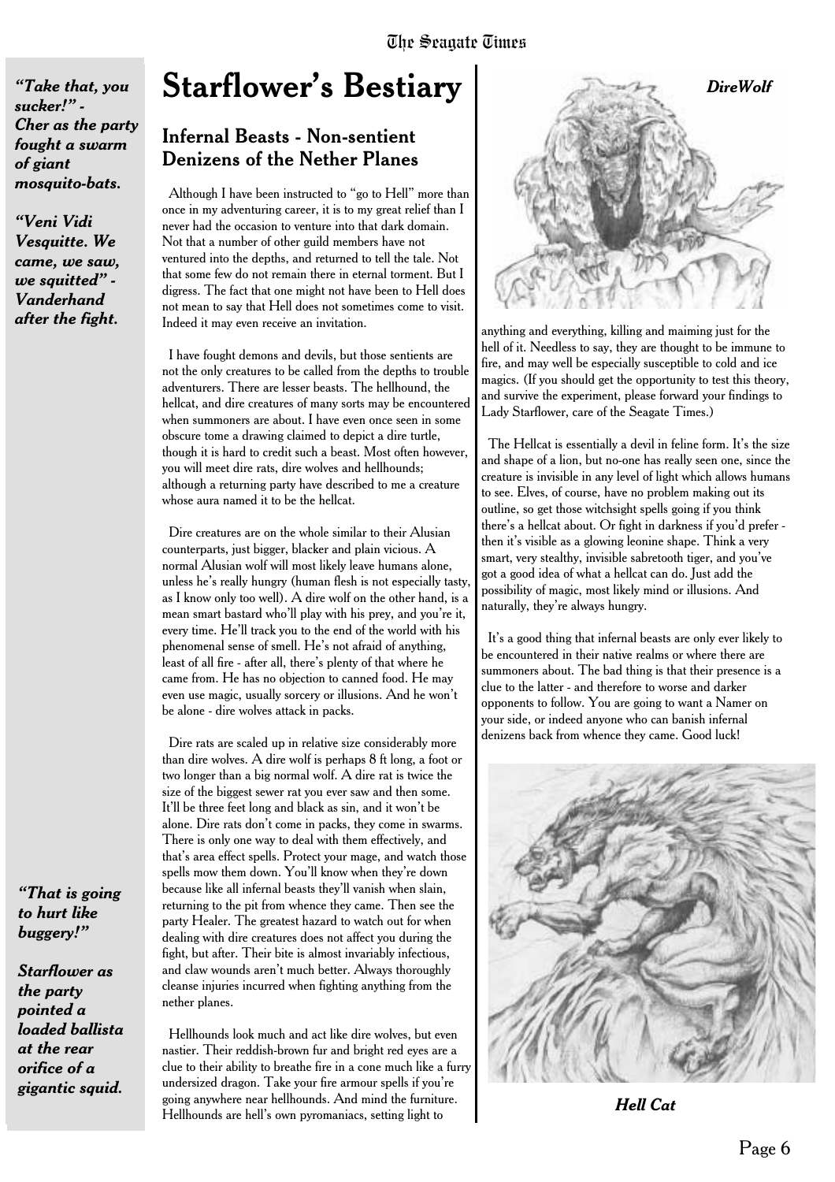# Starflower's Bestiary

## Infernal Beasts - Non-sentient Denizens of the Nether Planes

Although I have been instructed to "go to Hell" more than once in my adventuring career, it is to my great relief than I never had the occasion to venture into that dark domain. Not that a number of other guild members have not ventured into the depths, and returned to tell the tale. Not that some few do not remain there in eternal torment. But I digress. The fact that one might not have been to Hell does not mean to say that Hell does not sometimes come to visit. Indeed it may even receive an invitation.

I have fought demons and devils, but those sentients are not the only creatures to be called from the depths to trouble adventurers. There are lesser beasts. The hellhound, the hellcat, and dire creatures of many sorts may be encountered when summoners are about. I have even once seen in some obscure tome a drawing claimed to depict a dire turtle, though it is hard to credit such a beast. Most often however, you will meet dire rats, dire wolves and hellhounds; although a returning party have described to me a creature whose aura named it to be the hellcat.

Dire creatures are on the whole similar to their Alusian counterparts, just bigger, blacker and plain vicious. A normal Alusian wolf will most likely leave humans alone, unless he's really hungry (human flesh is not especially tasty, as I know only too well). A dire wolf on the other hand, is a mean smart bastard who'll play with his prey, and you're it, every time. He'll track you to the end of the world with his phenomenal sense of smell. He's not afraid of anything, least of all fire - after all, there's plenty of that where he came from. He has no objection to canned food. He may even use magic, usually sorcery or illusions. And he won't be alone - dire wolves attack in packs.

Dire rats are scaled up in relative size considerably more than dire wolves. A dire wolf is perhaps 8 ft long, a foot or two longer than a big normal wolf. A dire rat is twice the size of the biggest sewer rat you ever saw and then some. It'll be three feet long and black as sin, and it won't be alone. Dire rats don't come in packs, they come in swarms. There is only one way to deal with them effectively, and that's area effect spells. Protect your mage, and watch those spells mow them down. You'll know when they're down because like all infernal beasts they'll vanish when slain, returning to the pit from whence they came. Then see the party Healer. The greatest hazard to watch out for when dealing with dire creatures does not affect you during the fight, but after. Their bite is almost invariably infectious, and claw wounds aren't much better. Always thoroughly cleanse injuries incurred when fighting anything from the nether planes.

Hellhounds look much and act like dire wolves, but even nastier. Their reddish-brown fur and bright red eyes are a clue to their ability to breathe fire in a cone much like a furry undersized dragon. Take your fire armour spells if you're going anywhere near hellhounds. And mind the furniture. Hellhounds are hell's own pyromaniacs, setting light to anything and everything, killing and maiming just for the hell of it. Needless to say, they are thought to be immune to fire, and may well be especially susceptible to cold and ice magics. (If you should get the opportunity to test this theory, and survive the experiment, please forward your findings to Lady Starflower, care of the Seagate Times.)

The Hellcat is essentially a devil in feline form. It's the size and shape of a lion, but no-one has really seen one, since the creature is invisible in any level of light which allows humans to see. Elves, of course, have no problem making out its outline, so get those witchsight spells going if you think there's a hellcat about. Or fight in darkness if you'd prefer - then it's visible as a glowing leonine shape. Think a very smart, very stealthy, invisible sabretooth tiger, and you've got a good idea of what a hellcat can do. Just add the possibility of magic, most likely mind or illusions. And naturally, they're always hungry.

It's a good thing that infernal beasts are only ever likely to be encountered in their native realms or where there are summoners about. The bad thing is that their presence is a clue to the latter - and therefore to worse and darker opponents to follow. You are going to want a Namer on your side, or indeed anyone who can banish infernal denizens back from whence they came. Good luck!

***DireWolf***

***Hell Cat***

***"Take that, you sucker!" - Cher as the party fought a swarm of giant mosquito-bats.***

***"Veni Vidi Vesquitte. We came, we saw, we squitted" - Vanderhand after the fight.***

***"That is going to hurt like buggery!"***

***Starflower as the party pointed a loaded ballista at the rear orifice of a gigantic squid.***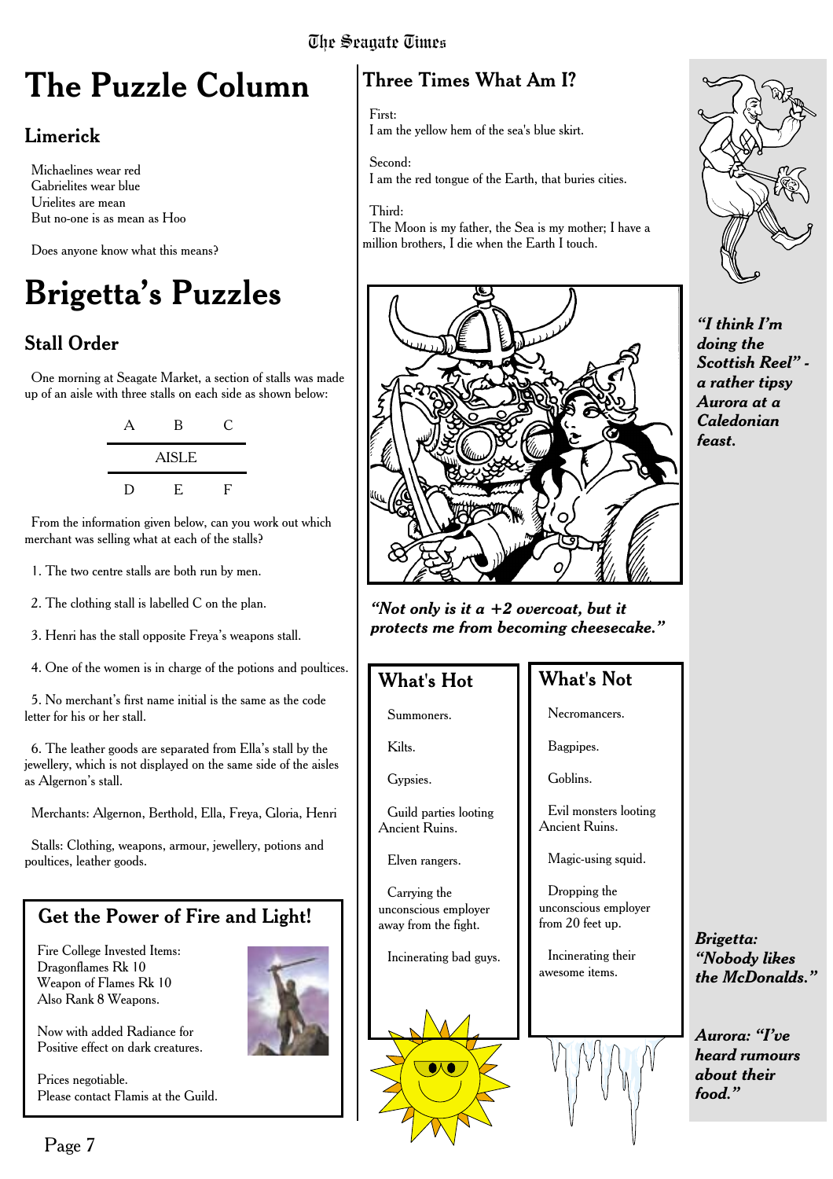# The Puzzle Column

## Limerick

Michaelines wear red
Gabrielites wear blue
Urielites are mean
But no-one is as mean as Hoo

Does anyone know what this means?

# Brigetta's Puzzles

## Stall Order

One morning at Seagate Market, a section of stalls was made up of an aisle with three stalls on each side as shown below:

| A | B | C |
|---|---|---|
| | AISLE | |
| D | E | F |

From the information given below, can you work out which merchant was selling what at each of the stalls?

1. The two centre stalls are both run by men.

2. The clothing stall is labelled C on the plan.

3. Henri has the stall opposite Freya's weapons stall.

4. One of the women is in charge of the potions and poultices.

5. No merchant's first name initial is the same as the code letter for his or her stall.

6. The leather goods are separated from Ella's stall by the jewellery, which is not displayed on the same side of the aisles as Algernon's stall.

Merchants: Algernon, Berthold, Ella, Freya, Gloria, Henri

Stalls: Clothing, weapons, armour, jewellery, potions and poultices, leather goods.

### Get the Power of Fire and Light!

Fire College Invested Items:
Dragonflames Rk 10
Weapon of Flames Rk 10
Also Rank 8 Weapons.

Now with added Radiance for Positive effect on dark creatures.

Prices negotiable.
Please contact Flamis at the Guild.

## Three Times What Am I?

First:
I am the yellow hem of the sea's blue skirt.

Second:
I am the red tongue of the Earth, that buries cities.

Third:
The Moon is my father, the Sea is my mother; I have a million brothers, I die when the Earth I touch.

*"Not only is it a +2 overcoat, but it protects me from becoming cheesecake."*

| What's Hot | What's Not |
|---|---|
| Summoners. | Necromancers. |
| Kilts. | Bagpipes. |
| Gypsies. | Goblins. |
| Guild parties looting Ancient Ruins. | Evil monsters looting Ancient Ruins. |
| Elven rangers. | Magic-using squid. |
| Carrying the unconscious employer away from the fight. | Dropping the unconscious employer from 20 feet up. |
| Incinerating bad guys. | Incinerating their awesome items. |

***"I think I'm doing the Scottish Reel" - a rather tipsy Aurora at a Caledonian feast.***

***Brigetta: "Nobody likes the McDonalds."***

***Aurora: "I've heard rumours about their food."***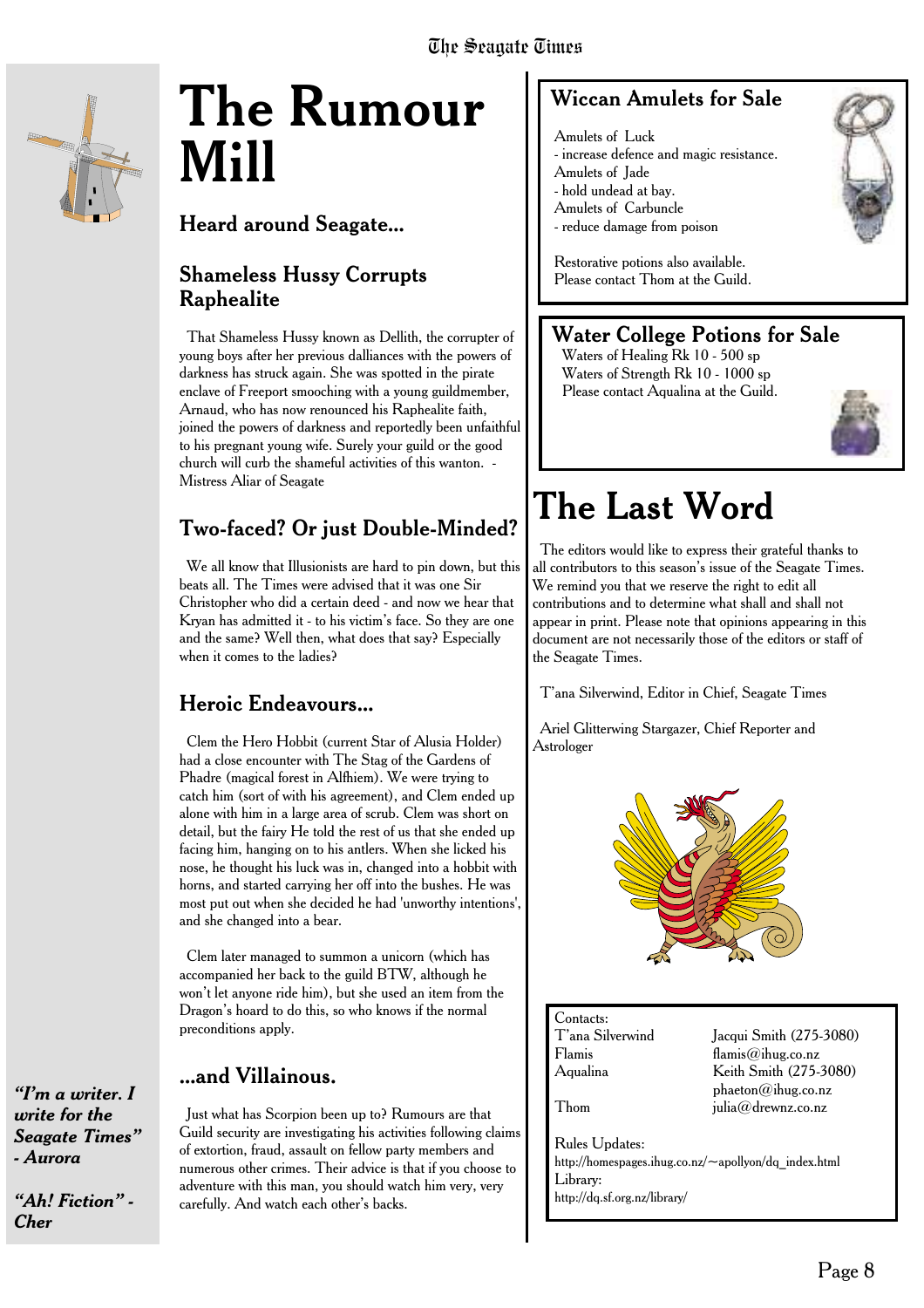# The Rumour Mill

## Heard around Seagate...

### Shameless Hussy Corrupts Raphealite

That Shameless Hussy known as Dellith, the corrupter of young boys after her previous dalliances with the powers of darkness has struck again. She was spotted in the pirate enclave of Freeport smooching with a young guildmember, Arnaud, who has now renounced his Raphealite faith, joined the powers of darkness and reportedly been unfaithful to his pregnant young wife. Surely your guild or the good church will curb the shameful activities of this wanton. - Mistress Aliar of Seagate

### Two-faced? Or just Double-Minded?

We all know that Illusionists are hard to pin down, but this beats all. The Times were advised that it was one Sir Christopher who did a certain deed - and now we hear that Kryan has admitted it - to his victim's face. So they are one and the same? Well then, what does that say? Especially when it comes to the ladies?

### Heroic Endeavours...

Clem the Hero Hobbit (current Star of Alusia Holder) had a close encounter with The Stag of the Gardens of Phadre (magical forest in Alfhiem). We were trying to catch him (sort of with his agreement), and Clem ended up alone with him in a large area of scrub. Clem was short on detail, but the fairy He told the rest of us that she ended up facing him, hanging on to his antlers. When she licked his nose, he thought his luck was in, changed into a hobbit with horns, and started carrying her off into the bushes. He was most put out when she decided he had 'unworthy intentions', and she changed into a bear.

Clem later managed to summon a unicorn (which has accompanied her back to the guild BTW, although he won't let anyone ride him), but she used an item from the Dragon's hoard to do this, so who knows if the normal preconditions apply.

### ...and Villainous.

Just what has Scorpion been up to? Rumours are that Guild security are investigating his activities following claims of extortion, fraud, assault on fellow party members and numerous other crimes. Their advice is that if you choose to adventure with this man, you should watch him very, very carefully. And watch each other's backs.

***"I'm a writer. I write for the Seagate Times" - Aurora***

***"Ah! Fiction" - Cher***

### Wiccan Amulets for Sale

Amulets of Luck
- increase defence and magic resistance.

Amulets of Jade
- hold undead at bay.

Amulets of Carbuncle
- reduce damage from poison

Restorative potions also available.
Please contact Thom at the Guild.

### Water College Potions for Sale

Waters of Healing Rk 10 - 500 sp
Waters of Strength Rk 10 - 1000 sp
Please contact Aqualina at the Guild.

# The Last Word

The editors would like to express their grateful thanks to all contributors to this season's issue of the Seagate Times. We remind you that we reserve the right to edit all contributions and to determine what shall and shall not appear in print. Please note that opinions appearing in this document are not necessarily those of the editors or staff of the Seagate Times.

T'ana Silverwind, Editor in Chief, Seagate Times

Ariel Glitterwing Stargazer, Chief Reporter and Astrologer

Contacts:

| | |
|---|---|
| T'ana Silverwind | Jacqui Smith (275-3080) |
| Flamis | flamis@ihug.co.nz |
| Aqualina | Keith Smith (275-3080) |
| | phaeton@ihug.co.nz |
| Thom | julia@drewnz.co.nz |

Rules Updates:
http://homespages.ihug.co.nz/~apollyon/dq_index.html

Library:
http://dq.sf.org.nz/library/